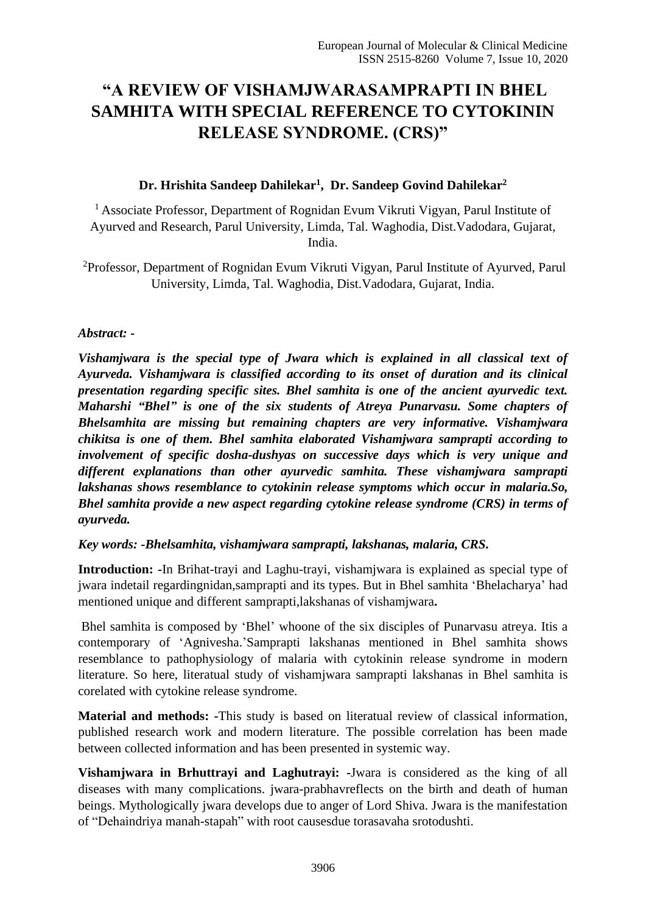# "A REVIEW OF VISHAMJWARASAMPRAPTI IN BHEL SAMHITA WITH SPECIAL REFERENCE TO CYTOKININ RELEASE SYNDROME. (CRS)"

**Dr. Hrishita Sandeep Dahilekar[1], Dr. Sandeep Govind Dahilekar[2]**

[1] Associate Professor, Department of Rognidan Evum Vikruti Vigyan, Parul Institute of Ayurved and Research, Parul University, Limda, Tal. Waghodia, Dist.Vadodara, Gujarat, India.

[2]Professor, Department of Rognidan Evum Vikruti Vigyan, Parul Institute of Ayurved, Parul University, Limda, Tal. Waghodia, Dist.Vadodara, Gujarat, India.

***Abstract: -***

***Vishamjwara is the special type of Jwara which is explained in all classical text of Ayurveda. Vishamjwara is classified according to its onset of duration and its clinical presentation regarding specific sites. Bhel samhita is one of the ancient ayurvedic text. Maharshi "Bhel" is one of the six students of Atreya Punarvasu. Some chapters of Bhelsamhita are missing but remaining chapters are very informative. Vishamjwara chikitsa is one of them. Bhel samhita elaborated Vishamjwara samprapti according to involvement of specific dosha-dushyas on successive days which is very unique and different explanations than other ayurvedic samhita. These vishamjwara samprapti lakshanas shows resemblance to cytokinin release symptoms which occur in malaria.So, Bhel samhita provide a new aspect regarding cytokine release syndrome (CRS) in terms of ayurveda.***

***Key words: -Bhelsamhita, vishamjwara samprapti, lakshanas, malaria, CRS.***

**Introduction: -**In Brihat-trayi and Laghu-trayi, vishamjwara is explained as special type of jwara indetail regardingnidan,samprapti and its types. But in Bhel samhita 'Bhelacharya' had mentioned unique and different samprapti,lakshanas of vishamjwara**.**

Bhel samhita is composed by 'Bhel' whoone of the six disciples of Punarvasu atreya. Itis a contemporary of 'Agnivesha.'Samprapti lakshanas mentioned in Bhel samhita shows resemblance to pathophysiology of malaria with cytokinin release syndrome in modern literature. So here, literatual study of vishamjwara samprapti lakshanas in Bhel samhita is corelated with cytokine release syndrome.

**Material and methods: -**This study is based on literatual review of classical information, published research work and modern literature. The possible correlation has been made between collected information and has been presented in systemic way.

**Vishamjwara in Brhuttrayi and Laghutrayi: -**Jwara is considered as the king of all diseases with many complications. jwara-prabhavreflects on the birth and death of human beings. Mythologically jwara develops due to anger of Lord Shiva. Jwara is the manifestation of "Dehaindriya manah-stapah" with root causesdue torasavaha srotodushti.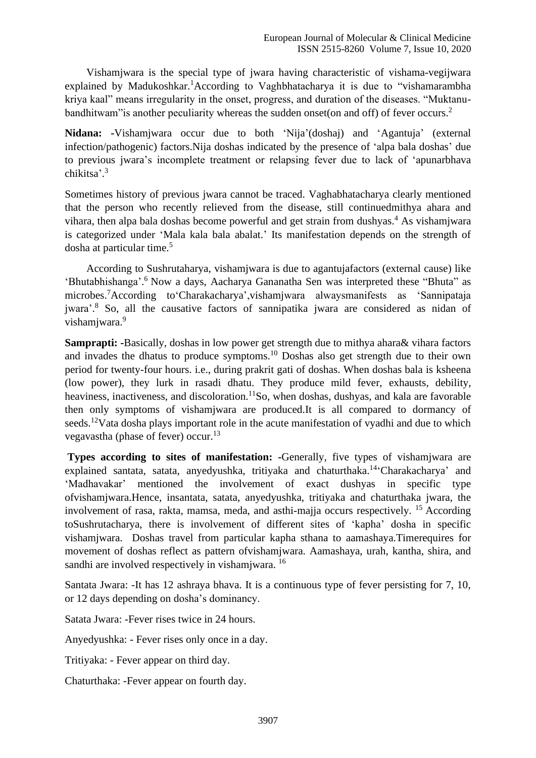Vishamjwara is the special type of jwara having characteristic of vishama-vegijwara explained by Madukoshkar.[1]According to Vaghbhatacharya it is due to "vishamarambha kriya kaal" means irregularity in the onset, progress, and duration of the diseases. "Muktanu-bandhitwam"is another peculiarity whereas the sudden onset(on and off) of fever occurs.[2]

**Nidana:** -Vishamjwara occur due to both 'Nija'(doshaj) and 'Agantuja' (external infection/pathogenic) factors.Nija doshas indicated by the presence of 'alpa bala doshas' due to previous jwara's incomplete treatment or relapsing fever due to lack of 'apunarbhava chikitsa'.[3]

Sometimes history of previous jwara cannot be traced. Vaghabhatacharya clearly mentioned that the person who recently relieved from the disease, still continuedmithya ahara and vihara, then alpa bala doshas become powerful and get strain from dushyas.[4] As vishamjwara is categorized under 'Mala kala bala abalat.' Its manifestation depends on the strength of dosha at particular time.[5]

According to Sushrutaharya, vishamjwara is due to agantujafactors (external cause) like 'Bhutabhishanga'.[6] Now a days, Aacharya Gananatha Sen was interpreted these "Bhuta" as microbes.[7]According to'Charakacharya',vishamjwara alwaysmanifests as 'Sannipataja jwara'.[8] So, all the causative factors of sannipatika jwara are considered as nidan of vishamjwara.[9]

**Samprapti:** -Basically, doshas in low power get strength due to mithya ahara& vihara factors and invades the dhatus to produce symptoms.[10] Doshas also get strength due to their own period for twenty-four hours. i.e., during prakrit gati of doshas. When doshas bala is ksheena (low power), they lurk in rasadi dhatu. They produce mild fever, exhausts, debility, heaviness, inactiveness, and discoloration.[11]So, when doshas, dushyas, and kala are favorable then only symptoms of vishamjwara are produced.It is all compared to dormancy of seeds.[12]Vata dosha plays important role in the acute manifestation of vyadhi and due to which vegavastha (phase of fever) occur.[13]

**Types according to sites of manifestation:** -Generally, five types of vishamjwara are explained santata, satata, anyedyushka, tritiyaka and chaturthaka.[14]'Charakacharya' and 'Madhavakar' mentioned the involvement of exact dushyas in specific type ofvishamjwara.Hence, insantata, satata, anyedyushka, tritiyaka and chaturthaka jwara, the involvement of rasa, rakta, mamsa, meda, and asthi-majja occurs respectively. [15] According toSushrutacharya, there is involvement of different sites of 'kapha' dosha in specific vishamjwara. Doshas travel from particular kapha sthana to aamashaya.Timerequires for movement of doshas reflect as pattern ofvishamjwara. Aamashaya, urah, kantha, shira, and sandhi are involved respectively in vishamjwara. [16]

Santata Jwara: -It has 12 ashraya bhava. It is a continuous type of fever persisting for 7, 10, or 12 days depending on dosha's dominancy.

Satata Jwara: -Fever rises twice in 24 hours.

Anyedyushka: - Fever rises only once in a day.

Tritiyaka: - Fever appear on third day.

Chaturthaka: -Fever appear on fourth day.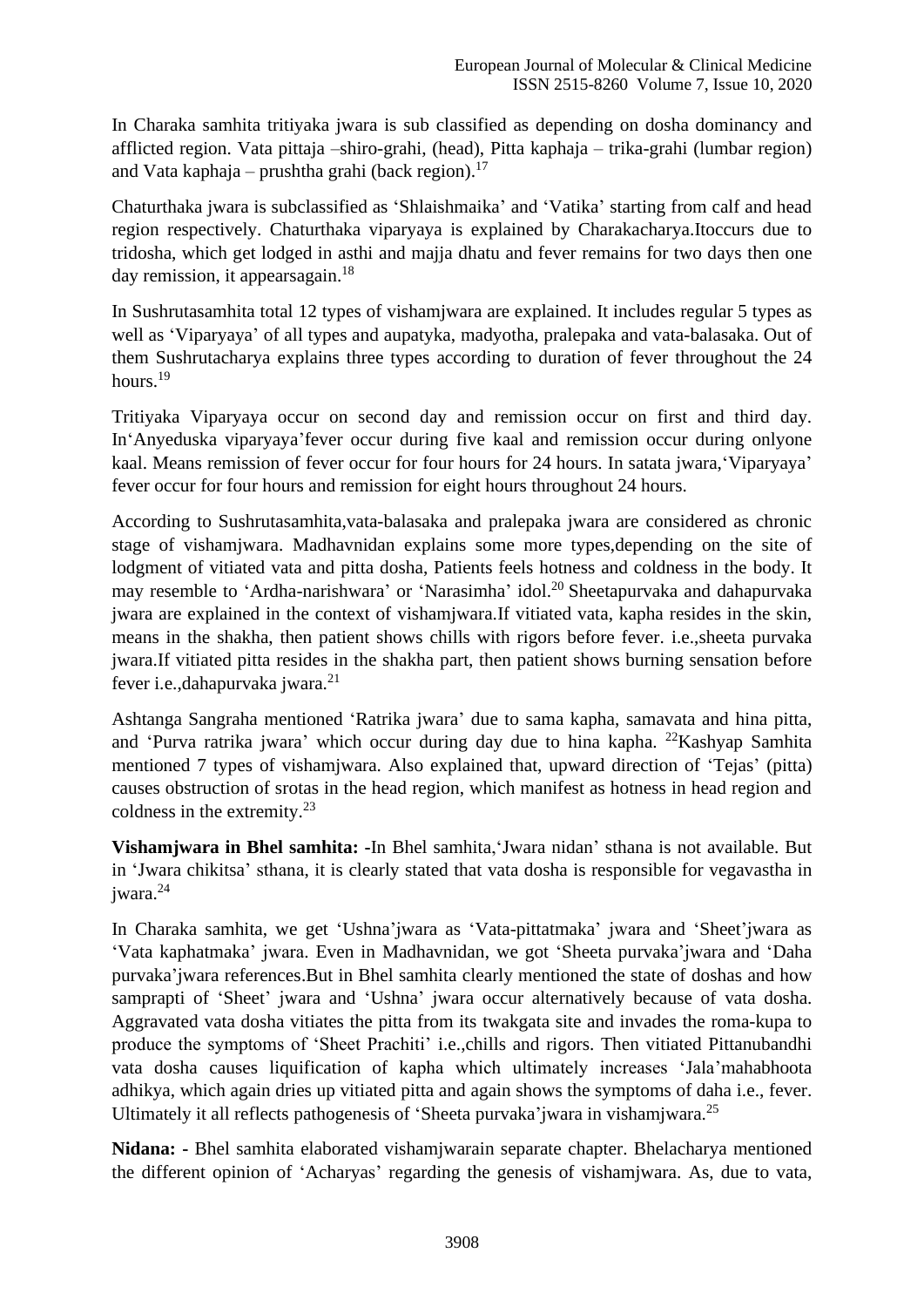In Charaka samhita tritiyaka jwara is sub classified as depending on dosha dominancy and afflicted region. Vata pittaja –shiro-grahi, (head), Pitta kaphaja – trika-grahi (lumbar region) and Vata kaphaja – prushtha grahi (back region).[17]

Chaturthaka jwara is subclassified as 'Shlaishmaika' and 'Vatika' starting from calf and head region respectively. Chaturthaka viparyaya is explained by Charakacharya.Itoccurs due to tridosha, which get lodged in asthi and majja dhatu and fever remains for two days then one day remission, it appearsagain.[18]

In Sushrutasamhita total 12 types of vishamjwara are explained. It includes regular 5 types as well as 'Viparyaya' of all types and aupatyka, madyotha, pralepaka and vata-balasaka. Out of them Sushrutacharya explains three types according to duration of fever throughout the 24 hours.[19]

Tritiyaka Viparyaya occur on second day and remission occur on first and third day. In'Anyeduska viparyaya'fever occur during five kaal and remission occur during onlyone kaal. Means remission of fever occur for four hours for 24 hours. In satata jwara,'Viparyaya' fever occur for four hours and remission for eight hours throughout 24 hours.

According to Sushrutasamhita,vata-balasaka and pralepaka jwara are considered as chronic stage of vishamjwara. Madhavnidan explains some more types,depending on the site of lodgment of vitiated vata and pitta dosha, Patients feels hotness and coldness in the body. It may resemble to 'Ardha-narishwara' or 'Narasimha' idol.[20] Sheetapurvaka and dahapurvaka jwara are explained in the context of vishamjwara.If vitiated vata, kapha resides in the skin, means in the shakha, then patient shows chills with rigors before fever. i.e.,sheeta purvaka jwara.If vitiated pitta resides in the shakha part, then patient shows burning sensation before fever i.e.,dahapurvaka jwara.[21]

Ashtanga Sangraha mentioned 'Ratrika jwara' due to sama kapha, samavata and hina pitta, and 'Purva ratrika jwara' which occur during day due to hina kapha. [22]Kashyap Samhita mentioned 7 types of vishamjwara. Also explained that, upward direction of 'Tejas' (pitta) causes obstruction of srotas in the head region, which manifest as hotness in head region and coldness in the extremity.[23]

**Vishamjwara in Bhel samhita: -**In Bhel samhita,'Jwara nidan' sthana is not available. But in 'Jwara chikitsa' sthana, it is clearly stated that vata dosha is responsible for vegavastha in jwara.[24]

In Charaka samhita, we get 'Ushna'jwara as 'Vata-pittatmaka' jwara and 'Sheet'jwara as 'Vata kaphatmaka' jwara. Even in Madhavnidan, we got 'Sheeta purvaka'jwara and 'Daha purvaka'jwara references.But in Bhel samhita clearly mentioned the state of doshas and how samprapti of 'Sheet' jwara and 'Ushna' jwara occur alternatively because of vata dosha. Aggravated vata dosha vitiates the pitta from its twakgata site and invades the roma-kupa to produce the symptoms of 'Sheet Prachiti' i.e.,chills and rigors. Then vitiated Pittanubandhi vata dosha causes liquification of kapha which ultimately increases 'Jala'mahabhoota adhikya, which again dries up vitiated pitta and again shows the symptoms of daha i.e., fever. Ultimately it all reflects pathogenesis of 'Sheeta purvaka'jwara in vishamjwara.[25]

**Nidana: -** Bhel samhita elaborated vishamjwarain separate chapter. Bhelacharya mentioned the different opinion of 'Acharyas' regarding the genesis of vishamjwara. As, due to vata,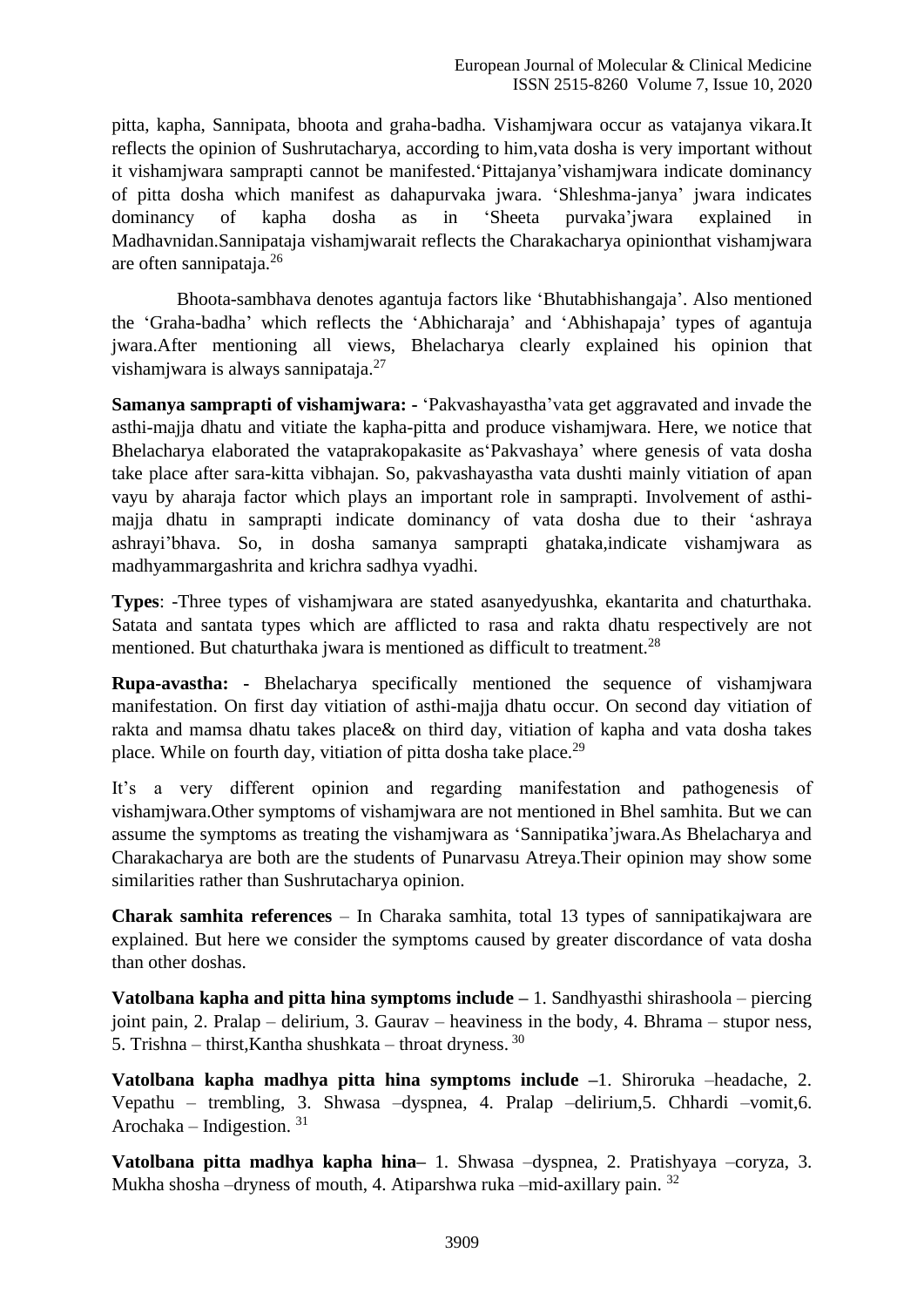pitta, kapha, Sannipata, bhoota and graha-badha. Vishamjwara occur as vatajanya vikara.It reflects the opinion of Sushrutacharya, according to him,vata dosha is very important without it vishamjwara samprapti cannot be manifested.'Pittajanya'vishamjwara indicate dominancy of pitta dosha which manifest as dahapurvaka jwara. 'Shleshma-janya' jwara indicates dominancy of kapha dosha as in 'Sheeta purvaka'jwara explained in Madhavnidan.Sannipataja vishamjwarait reflects the Charakacharya opinionthat vishamjwara are often sannipataja.[26]

Bhoota-sambhava denotes agantuja factors like 'Bhutabhishangaja'. Also mentioned the 'Graha-badha' which reflects the 'Abhicharaja' and 'Abhishapaja' types of agantuja jwara.After mentioning all views, Bhelacharya clearly explained his opinion that vishamjwara is always sannipataja.[27]

**Samanya samprapti of vishamjwara: -** 'Pakvashayastha'vata get aggravated and invade the asthi-majja dhatu and vitiate the kapha-pitta and produce vishamjwara. Here, we notice that Bhelacharya elaborated the vataprakopakasite as'Pakvashaya' where genesis of vata dosha take place after sara-kitta vibhajan. So, pakvashayastha vata dushti mainly vitiation of apan vayu by aharaja factor which plays an important role in samprapti. Involvement of asthi-majja dhatu in samprapti indicate dominancy of vata dosha due to their 'ashraya ashrayi'bhava. So, in dosha samanya samprapti ghataka,indicate vishamjwara as madhyammargashrita and krichra sadhya vyadhi.

**Types**: -Three types of vishamjwara are stated asanyedyushka, ekantarita and chaturthaka. Satata and santata types which are afflicted to rasa and rakta dhatu respectively are not mentioned. But chaturthaka jwara is mentioned as difficult to treatment.[28]

**Rupa-avastha: -** Bhelacharya specifically mentioned the sequence of vishamjwara manifestation. On first day vitiation of asthi-majja dhatu occur. On second day vitiation of rakta and mamsa dhatu takes place& on third day, vitiation of kapha and vata dosha takes place. While on fourth day, vitiation of pitta dosha take place.[29]

It's a very different opinion and regarding manifestation and pathogenesis of vishamjwara.Other symptoms of vishamjwara are not mentioned in Bhel samhita. But we can assume the symptoms as treating the vishamjwara as 'Sannipatika'jwara.As Bhelacharya and Charakacharya are both are the students of Punarvasu Atreya.Their opinion may show some similarities rather than Sushrutacharya opinion.

**Charak samhita references** – In Charaka samhita, total 13 types of sannipatikajwara are explained. But here we consider the symptoms caused by greater discordance of vata dosha than other doshas.

**Vatolbana kapha and pitta hina symptoms include –** 1. Sandhyasthi shirashoola – piercing joint pain, 2. Pralap – delirium, 3. Gaurav – heaviness in the body, 4. Bhrama – stupor ness, 5. Trishna – thirst,Kantha shushkata – throat dryness. [30]

**Vatolbana kapha madhya pitta hina symptoms include –**1. Shiroruka –headache, 2. Vepathu – trembling, 3. Shwasa –dyspnea, 4. Pralap –delirium,5. Chhardi –vomit,6. Arochaka – Indigestion. [31]

**Vatolbana pitta madhya kapha hina–** 1. Shwasa –dyspnea, 2. Pratishyaya –coryza, 3. Mukha shosha –dryness of mouth, 4. Atiparshwa ruka –mid-axillary pain. [32]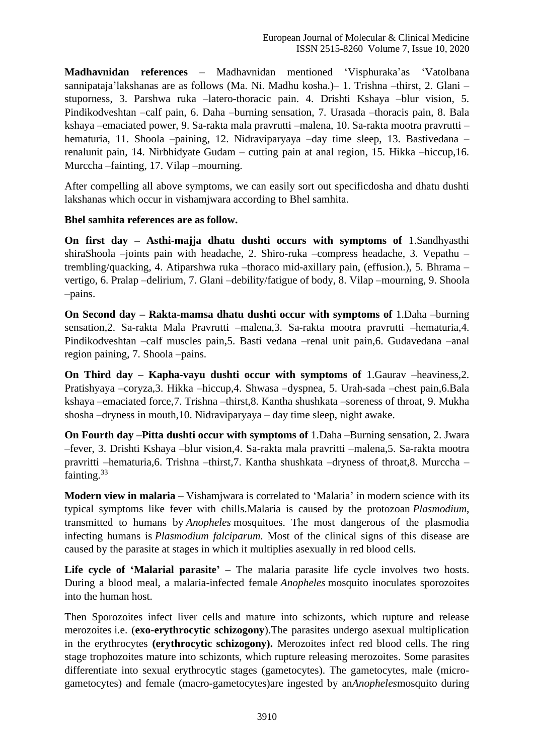**Madhavnidan references** – Madhavnidan mentioned 'Visphuraka'as 'Vatolbana sannipataja'lakshanas are as follows (Ma. Ni. Madhu kosha.)– 1. Trishna –thirst, 2. Glani – stuporness, 3. Parshwa ruka –latero-thoracic pain. 4. Drishti Kshaya –blur vision, 5. Pindikodveshtan –calf pain, 6. Daha –burning sensation, 7. Urasada –thoracis pain, 8. Bala kshaya –emaciated power, 9. Sa-rakta mala pravrutti –malena, 10. Sa-rakta mootra pravrutti – hematuria, 11. Shoola –paining, 12. Nidraviparyaya –day time sleep, 13. Bastivedana – renalunit pain, 14. Nirbhidyate Gudam – cutting pain at anal region, 15. Hikka –hiccup,16. Murccha –fainting, 17. Vilap –mourning.

After compelling all above symptoms, we can easily sort out specificdosha and dhatu dushti lakshanas which occur in vishamjwara according to Bhel samhita.

**Bhel samhita references are as follow.**

**On first day – Asthi-majja dhatu dushti occurs with symptoms of** 1.Sandhyasthi shiraShoola –joints pain with headache, 2. Shiro-ruka –compress headache, 3. Vepathu – trembling/quacking, 4. Atiparshwa ruka –thoraco mid-axillary pain, (effusion.), 5. Bhrama – vertigo, 6. Pralap –delirium, 7. Glani –debility/fatigue of body, 8. Vilap –mourning, 9. Shoola –pains.

**On Second day – Rakta-mamsa dhatu dushti occur with symptoms of** 1.Daha –burning sensation,2. Sa-rakta Mala Pravrutti –malena,3. Sa-rakta mootra pravrutti –hematuria,4. Pindikodveshtan –calf muscles pain,5. Basti vedana –renal unit pain,6. Gudavedana –anal region paining, 7. Shoola –pains.

**On Third day – Kapha-vayu dushti occur with symptoms of** 1.Gaurav –heaviness,2. Pratishyaya –coryza,3. Hikka –hiccup,4. Shwasa –dyspnea, 5. Urah-sada –chest pain,6.Bala kshaya –emaciated force,7. Trishna –thirst,8. Kantha shushkata –soreness of throat, 9. Mukha shosha –dryness in mouth,10. Nidraviparyaya – day time sleep, night awake.

**On Fourth day –Pitta dushti occur with symptoms of** 1.Daha –Burning sensation, 2. Jwara –fever, 3. Drishti Kshaya –blur vision,4. Sa-rakta mala pravritti –malena,5. Sa-rakta mootra pravritti –hematuria,6. Trishna –thirst,7. Kantha shushkata –dryness of throat,8. Murccha –fainting.[33]

**Modern view in malaria –** Vishamjwara is correlated to 'Malaria' in modern science with its typical symptoms like fever with chills.Malaria is caused by the protozoan *Plasmodium*, transmitted to humans by *Anopheles* mosquitoes. The most dangerous of the plasmodia infecting humans is *Plasmodium falciparum*. Most of the clinical signs of this disease are caused by the parasite at stages in which it multiplies asexually in red blood cells.

**Life cycle of 'Malarial parasite' –** The malaria parasite life cycle involves two hosts. During a blood meal, a malaria-infected female *Anopheles* mosquito inoculates sporozoites into the human host.

Then Sporozoites infect liver cells and mature into schizonts, which rupture and release merozoites i.e. (**exo-erythrocytic schizogony**).The parasites undergo asexual multiplication in the erythrocytes **(erythrocytic schizogony).** Merozoites infect red blood cells. The ring stage trophozoites mature into schizonts, which rupture releasing merozoites. Some parasites differentiate into sexual erythrocytic stages (gametocytes). The gametocytes, male (micro-gametocytes) and female (macro-gametocytes)are ingested by an*Anopheles*mosquito during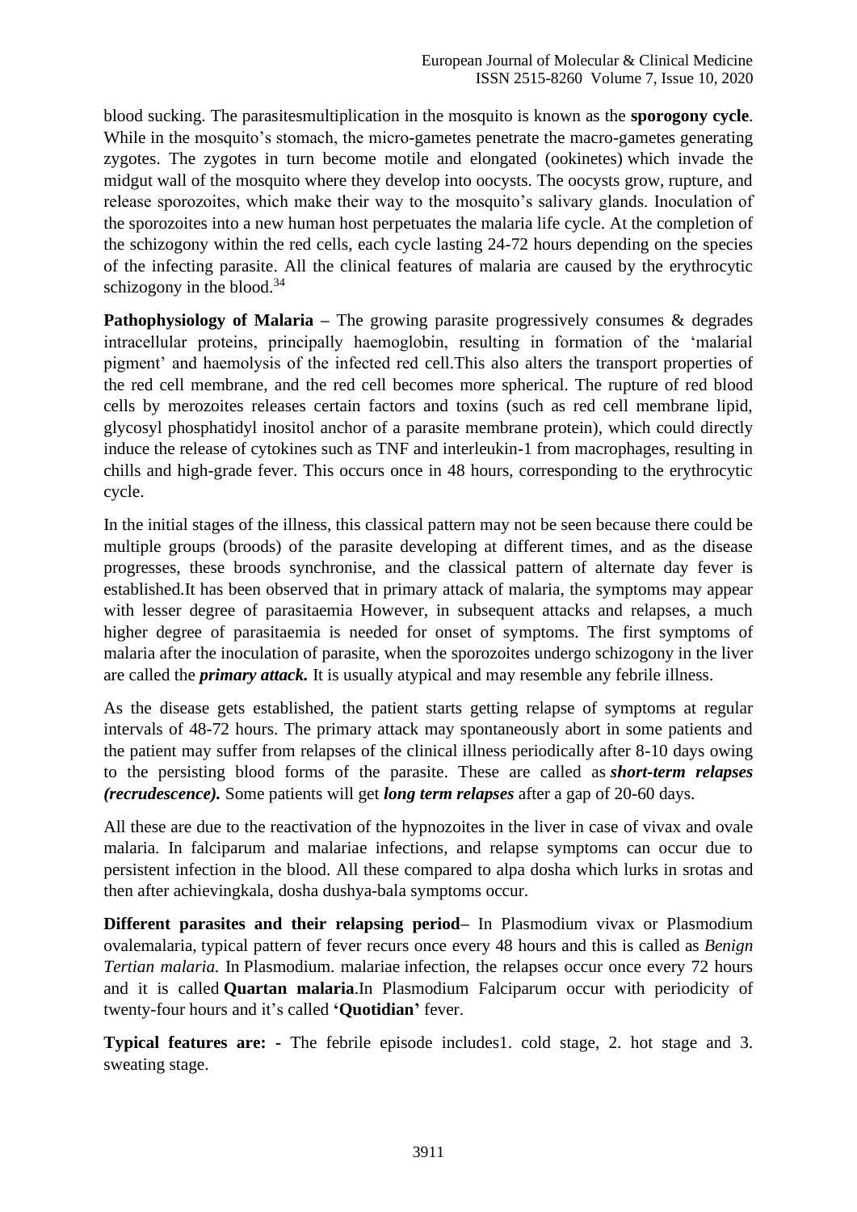blood sucking. The parasitesmultiplication in the mosquito is known as the **sporogony cycle**. While in the mosquito's stomach, the micro-gametes penetrate the macro-gametes generating zygotes. The zygotes in turn become motile and elongated (ookinetes) which invade the midgut wall of the mosquito where they develop into oocysts. The oocysts grow, rupture, and release sporozoites, which make their way to the mosquito's salivary glands. Inoculation of the sporozoites into a new human host perpetuates the malaria life cycle. At the completion of the schizogony within the red cells, each cycle lasting 24-72 hours depending on the species of the infecting parasite. All the clinical features of malaria are caused by the erythrocytic schizogony in the blood.[34]

**Pathophysiology of Malaria** – The growing parasite progressively consumes & degrades intracellular proteins, principally haemoglobin, resulting in formation of the 'malarial pigment' and haemolysis of the infected red cell.This also alters the transport properties of the red cell membrane, and the red cell becomes more spherical. The rupture of red blood cells by merozoites releases certain factors and toxins (such as red cell membrane lipid, glycosyl phosphatidyl inositol anchor of a parasite membrane protein), which could directly induce the release of cytokines such as TNF and interleukin-1 from macrophages, resulting in chills and high-grade fever. This occurs once in 48 hours, corresponding to the erythrocytic cycle.

In the initial stages of the illness, this classical pattern may not be seen because there could be multiple groups (broods) of the parasite developing at different times, and as the disease progresses, these broods synchronise, and the classical pattern of alternate day fever is established.It has been observed that in primary attack of malaria, the symptoms may appear with lesser degree of parasitaemia However, in subsequent attacks and relapses, a much higher degree of parasitaemia is needed for onset of symptoms. The first symptoms of malaria after the inoculation of parasite, when the sporozoites undergo schizogony in the liver are called the ***primary attack.*** It is usually atypical and may resemble any febrile illness.

As the disease gets established, the patient starts getting relapse of symptoms at regular intervals of 48-72 hours. The primary attack may spontaneously abort in some patients and the patient may suffer from relapses of the clinical illness periodically after 8-10 days owing to the persisting blood forms of the parasite. These are called as ***short-term relapses (recrudescence).*** Some patients will get ***long term relapses*** after a gap of 20-60 days.

All these are due to the reactivation of the hypnozoites in the liver in case of vivax and ovale malaria. In falciparum and malariae infections, and relapse symptoms can occur due to persistent infection in the blood. All these compared to alpa dosha which lurks in srotas and then after achievingkala, dosha dushya-bala symptoms occur.

**Different parasites and their relapsing period**– In Plasmodium vivax or Plasmodium ovalemalaria, typical pattern of fever recurs once every 48 hours and this is called as *Benign Tertian malaria.* In Plasmodium. malariae infection, the relapses occur once every 72 hours and it is called **Quartan malaria**.In Plasmodium Falciparum occur with periodicity of twenty-four hours and it's called **'Quotidian'** fever.

**Typical features are: -** The febrile episode includes1. cold stage, 2. hot stage and 3. sweating stage.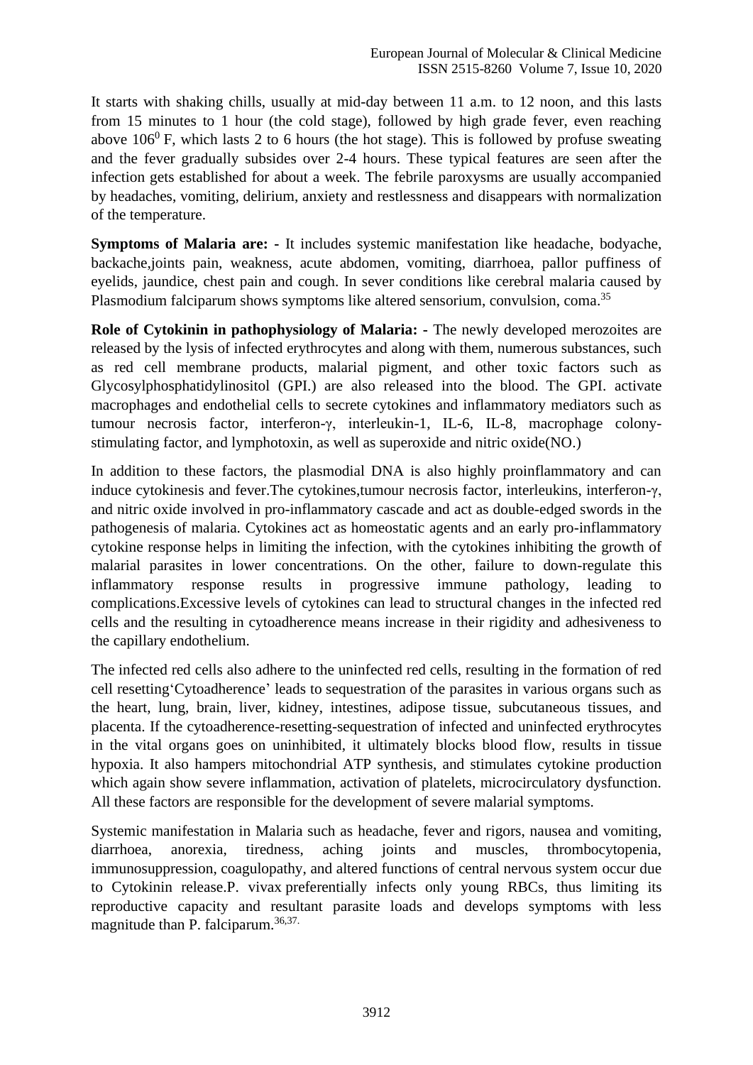It starts with shaking chills, usually at mid-day between 11 a.m. to 12 noon, and this lasts from 15 minutes to 1 hour (the cold stage), followed by high grade fever, even reaching above $106^0$ F, which lasts 2 to 6 hours (the hot stage). This is followed by profuse sweating and the fever gradually subsides over 2-4 hours. These typical features are seen after the infection gets established for about a week. The febrile paroxysms are usually accompanied by headaches, vomiting, delirium, anxiety and restlessness and disappears with normalization of the temperature.

**Symptoms of Malaria are: -** It includes systemic manifestation like headache, bodyache, backache,joints pain, weakness, acute abdomen, vomiting, diarrhoea, pallor puffiness of eyelids, jaundice, chest pain and cough. In sever conditions like cerebral malaria caused by Plasmodium falciparum shows symptoms like altered sensorium, convulsion, coma.[35]

**Role of Cytokinin in pathophysiology of Malaria: -** The newly developed merozoites are released by the lysis of infected erythrocytes and along with them, numerous substances, such as red cell membrane products, malarial pigment, and other toxic factors such as Glycosylphosphatidylinositol (GPI.) are also released into the blood. The GPI. activate macrophages and endothelial cells to secrete cytokines and inflammatory mediators such as tumour necrosis factor, interferon-γ, interleukin-1, IL-6, IL-8, macrophage colony-stimulating factor, and lymphotoxin, as well as superoxide and nitric oxide(NO.)

In addition to these factors, the plasmodial DNA is also highly proinflammatory and can induce cytokinesis and fever.The cytokines,tumour necrosis factor, interleukins, interferon-γ, and nitric oxide involved in pro-inflammatory cascade and act as double-edged swords in the pathogenesis of malaria. Cytokines act as homeostatic agents and an early pro-inflammatory cytokine response helps in limiting the infection, with the cytokines inhibiting the growth of malarial parasites in lower concentrations. On the other, failure to down-regulate this inflammatory response results in progressive immune pathology, leading to complications.Excessive levels of cytokines can lead to structural changes in the infected red cells and the resulting in cytoadherence means increase in their rigidity and adhesiveness to the capillary endothelium.

The infected red cells also adhere to the uninfected red cells, resulting in the formation of red cell resetting'Cytoadherence' leads to sequestration of the parasites in various organs such as the heart, lung, brain, liver, kidney, intestines, adipose tissue, subcutaneous tissues, and placenta. If the cytoadherence-resetting-sequestration of infected and uninfected erythrocytes in the vital organs goes on uninhibited, it ultimately blocks blood flow, results in tissue hypoxia. It also hampers mitochondrial ATP synthesis, and stimulates cytokine production which again show severe inflammation, activation of platelets, microcirculatory dysfunction. All these factors are responsible for the development of severe malarial symptoms.

Systemic manifestation in Malaria such as headache, fever and rigors, nausea and vomiting, diarrhoea, anorexia, tiredness, aching joints and muscles, thrombocytopenia, immunosuppression, coagulopathy, and altered functions of central nervous system occur due to Cytokinin release.P. vivax preferentially infects only young RBCs, thus limiting its reproductive capacity and resultant parasite loads and develops symptoms with less magnitude than P. falciparum.[36,37.]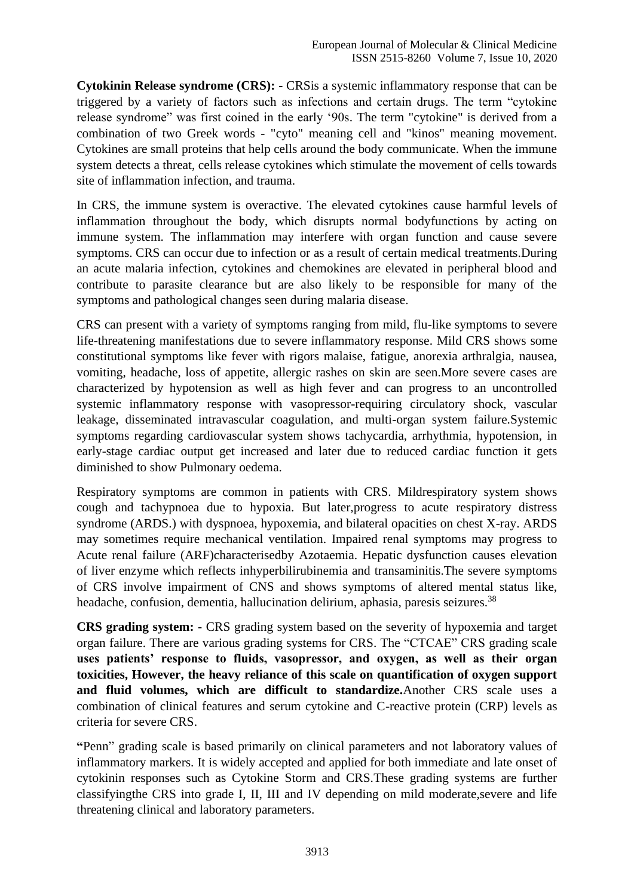**Cytokinin Release syndrome (CRS): -** CRSis a systemic inflammatory response that can be triggered by a variety of factors such as infections and certain drugs. The term "cytokine release syndrome" was first coined in the early '90s. The term "cytokine" is derived from a combination of two Greek words - "cyto" meaning cell and "kinos" meaning movement. Cytokines are small proteins that help cells around the body communicate. When the immune system detects a threat, cells release cytokines which stimulate the movement of cells towards site of inflammation infection, and trauma.

In CRS, the immune system is overactive. The elevated cytokines cause harmful levels of inflammation throughout the body, which disrupts normal bodyfunctions by acting on immune system. The inflammation may interfere with organ function and cause severe symptoms. CRS can occur due to infection or as a result of certain medical treatments.During an acute malaria infection, cytokines and chemokines are elevated in peripheral blood and contribute to parasite clearance but are also likely to be responsible for many of the symptoms and pathological changes seen during malaria disease.

CRS can present with a variety of symptoms ranging from mild, flu-like symptoms to severe life-threatening manifestations due to severe inflammatory response. Mild CRS shows some constitutional symptoms like fever with rigors malaise, fatigue, anorexia arthralgia, nausea, vomiting, headache, loss of appetite, allergic rashes on skin are seen.More severe cases are characterized by hypotension as well as high fever and can progress to an uncontrolled systemic inflammatory response with vasopressor-requiring circulatory shock, vascular leakage, disseminated intravascular coagulation, and multi-organ system failure.Systemic symptoms regarding cardiovascular system shows tachycardia, arrhythmia, hypotension, in early-stage cardiac output get increased and later due to reduced cardiac function it gets diminished to show Pulmonary oedema.

Respiratory symptoms are common in patients with CRS. Mildrespiratory system shows cough and tachypnoea due to hypoxia. But later,progress to acute respiratory distress syndrome (ARDS.) with dyspnoea, hypoxemia, and bilateral opacities on chest X-ray. ARDS may sometimes require mechanical ventilation. Impaired renal symptoms may progress to Acute renal failure (ARF)characterisedby Azotaemia. Hepatic dysfunction causes elevation of liver enzyme which reflects inhyperbilirubinemia and transaminitis.The severe symptoms of CRS involve impairment of CNS and shows symptoms of altered mental status like, headache, confusion, dementia, hallucination delirium, aphasia, paresis seizures.[38]

**CRS grading system: -** CRS grading system based on the severity of hypoxemia and target organ failure. There are various grading systems for CRS. The "CTCAE" CRS grading scale **uses patients' response to fluids, vasopressor, and oxygen, as well as their organ toxicities, However, the heavy reliance of this scale on quantification of oxygen support and fluid volumes, which are difficult to standardize.**Another CRS scale uses a combination of clinical features and serum cytokine and C-reactive protein (CRP) levels as criteria for severe CRS.

**"**Penn" grading scale is based primarily on clinical parameters and not laboratory values of inflammatory markers. It is widely accepted and applied for both immediate and late onset of cytokinin responses such as Cytokine Storm and CRS.These grading systems are further classifyingthe CRS into grade I, II, III and IV depending on mild moderate,severe and life threatening clinical and laboratory parameters.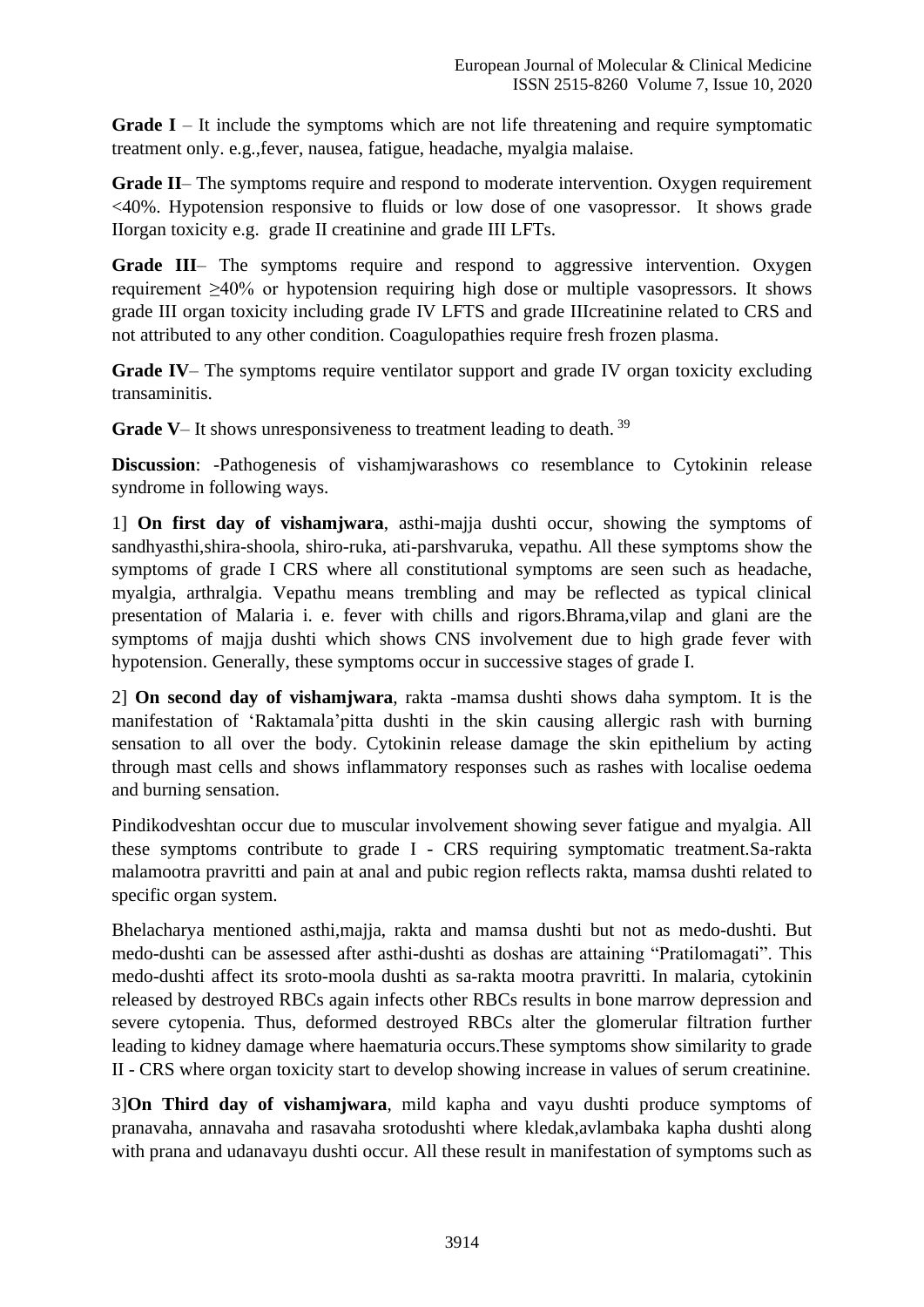**Grade I** – It include the symptoms which are not life threatening and require symptomatic treatment only. e.g.,fever, nausea, fatigue, headache, myalgia malaise.

**Grade II**– The symptoms require and respond to moderate intervention. Oxygen requirement <40%. Hypotension responsive to fluids or low dose of one vasopressor. It shows grade IIorgan toxicity e.g. grade II creatinine and grade III LFTs.

**Grade III**– The symptoms require and respond to aggressive intervention. Oxygen requirement ≥40% or hypotension requiring high dose or multiple vasopressors. It shows grade III organ toxicity including grade IV LFTS and grade IIIcreatinine related to CRS and not attributed to any other condition. Coagulopathies require fresh frozen plasma.

**Grade IV**– The symptoms require ventilator support and grade IV organ toxicity excluding transaminitis.

**Grade V**– It shows unresponsiveness to treatment leading to death. [39]

**Discussion**: -Pathogenesis of vishamjwarashows co resemblance to Cytokinin release syndrome in following ways.

1] **On first day of vishamjwara**, asthi-majja dushti occur, showing the symptoms of sandhyasthi,shira-shoola, shiro-ruka, ati-parshvaruka, vepathu. All these symptoms show the symptoms of grade I CRS where all constitutional symptoms are seen such as headache, myalgia, arthralgia. Vepathu means trembling and may be reflected as typical clinical presentation of Malaria i. e. fever with chills and rigors.Bhrama,vilap and glani are the symptoms of majja dushti which shows CNS involvement due to high grade fever with hypotension. Generally, these symptoms occur in successive stages of grade I.

2] **On second day of vishamjwara**, rakta -mamsa dushti shows daha symptom. It is the manifestation of 'Raktamala'pitta dushti in the skin causing allergic rash with burning sensation to all over the body. Cytokinin release damage the skin epithelium by acting through mast cells and shows inflammatory responses such as rashes with localise oedema and burning sensation.

Pindikodveshtan occur due to muscular involvement showing sever fatigue and myalgia. All these symptoms contribute to grade I - CRS requiring symptomatic treatment.Sa-rakta malamootra pravritti and pain at anal and pubic region reflects rakta, mamsa dushti related to specific organ system.

Bhelacharya mentioned asthi,majja, rakta and mamsa dushti but not as medo-dushti. But medo-dushti can be assessed after asthi-dushti as doshas are attaining "Pratilomagati". This medo-dushti affect its sroto-moola dushti as sa-rakta mootra pravritti. In malaria, cytokinin released by destroyed RBCs again infects other RBCs results in bone marrow depression and severe cytopenia. Thus, deformed destroyed RBCs alter the glomerular filtration further leading to kidney damage where haematuria occurs.These symptoms show similarity to grade II - CRS where organ toxicity start to develop showing increase in values of serum creatinine.

3]**On Third day of vishamjwara**, mild kapha and vayu dushti produce symptoms of pranavaha, annavaha and rasavaha srotodushti where kledak,avlambaka kapha dushti along with prana and udanavayu dushti occur. All these result in manifestation of symptoms such as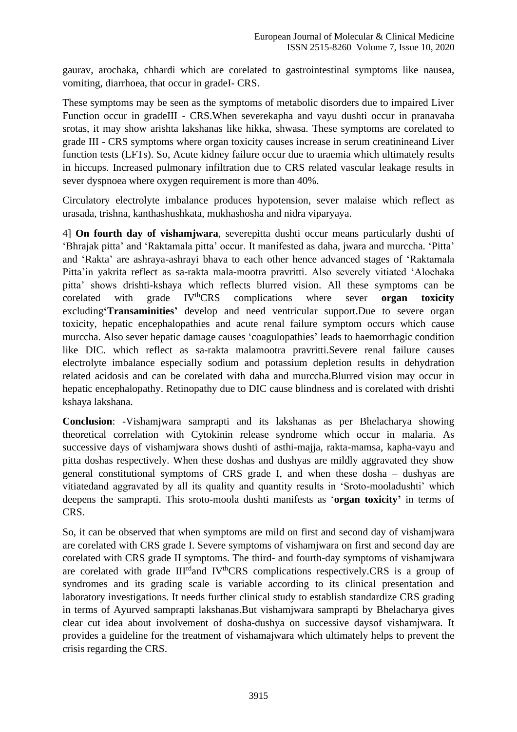gaurav, arochaka, chhardi which are corelated to gastrointestinal symptoms like nausea, vomiting, diarrhoea, that occur in gradeI- CRS.

These symptoms may be seen as the symptoms of metabolic disorders due to impaired Liver Function occur in gradeIII - CRS.When severekapha and vayu dushti occur in pranavaha srotas, it may show arishta lakshanas like hikka, shwasa. These symptoms are corelated to grade III - CRS symptoms where organ toxicity causes increase in serum creatinineand Liver function tests (LFTs). So, Acute kidney failure occur due to uraemia which ultimately results in hiccups. Increased pulmonary infiltration due to CRS related vascular leakage results in sever dyspnoea where oxygen requirement is more than 40%.

Circulatory electrolyte imbalance produces hypotension, sever malaise which reflect as urasada, trishna, kanthashushkata, mukhashosha and nidra viparyaya.

4] **On fourth day of vishamjwara**, severepitta dushti occur means particularly dushti of 'Bhrajak pitta' and 'Raktamala pitta' occur. It manifested as daha, jwara and murccha. 'Pitta' and 'Rakta' are ashraya-ashrayi bhava to each other hence advanced stages of 'Raktamala Pitta'in yakrita reflect as sa-rakta mala-mootra pravritti. Also severely vitiated 'Alochaka pitta' shows drishti-kshaya which reflects blurred vision. All these symptoms can be corelated with grade IV[th]CRS complications where sever **organ toxicity** excluding**'Transaminities'** develop and need ventricular support.Due to severe organ toxicity, hepatic encephalopathies and acute renal failure symptom occurs which cause murccha. Also sever hepatic damage causes 'coagulopathies' leads to haemorrhagic condition like DIC. which reflect as sa-rakta malamootra pravritti.Severe renal failure causes electrolyte imbalance especially sodium and potassium depletion results in dehydration related acidosis and can be corelated with daha and murccha.Blurred vision may occur in hepatic encephalopathy. Retinopathy due to DIC cause blindness and is corelated with drishti kshaya lakshana.

**Conclusion**: -Vishamjwara samprapti and its lakshanas as per Bhelacharya showing theoretical correlation with Cytokinin release syndrome which occur in malaria. As successive days of vishamjwara shows dushti of asthi-majja, rakta-mamsa, kapha-vayu and pitta doshas respectively. When these doshas and dushyas are mildly aggravated they show general constitutional symptoms of CRS grade I, and when these dosha – dushyas are vitiatedand aggravated by all its quality and quantity results in 'Sroto-mooladushti' which deepens the samprapti. This sroto-moola dushti manifests as '**organ toxicity'** in terms of CRS.

So, it can be observed that when symptoms are mild on first and second day of vishamjwara are corelated with CRS grade I. Severe symptoms of vishamjwara on first and second day are corelated with CRS grade II symptoms. The third- and fourth-day symptoms of vishamjwara are corelated with grade III[rd]and IV[th]CRS complications respectively.CRS is a group of syndromes and its grading scale is variable according to its clinical presentation and laboratory investigations. It needs further clinical study to establish standardize CRS grading in terms of Ayurved samprapti lakshanas.But vishamjwara samprapti by Bhelacharya gives clear cut idea about involvement of dosha-dushya on successive daysof vishamjwara. It provides a guideline for the treatment of vishamajwara which ultimately helps to prevent the crisis regarding the CRS.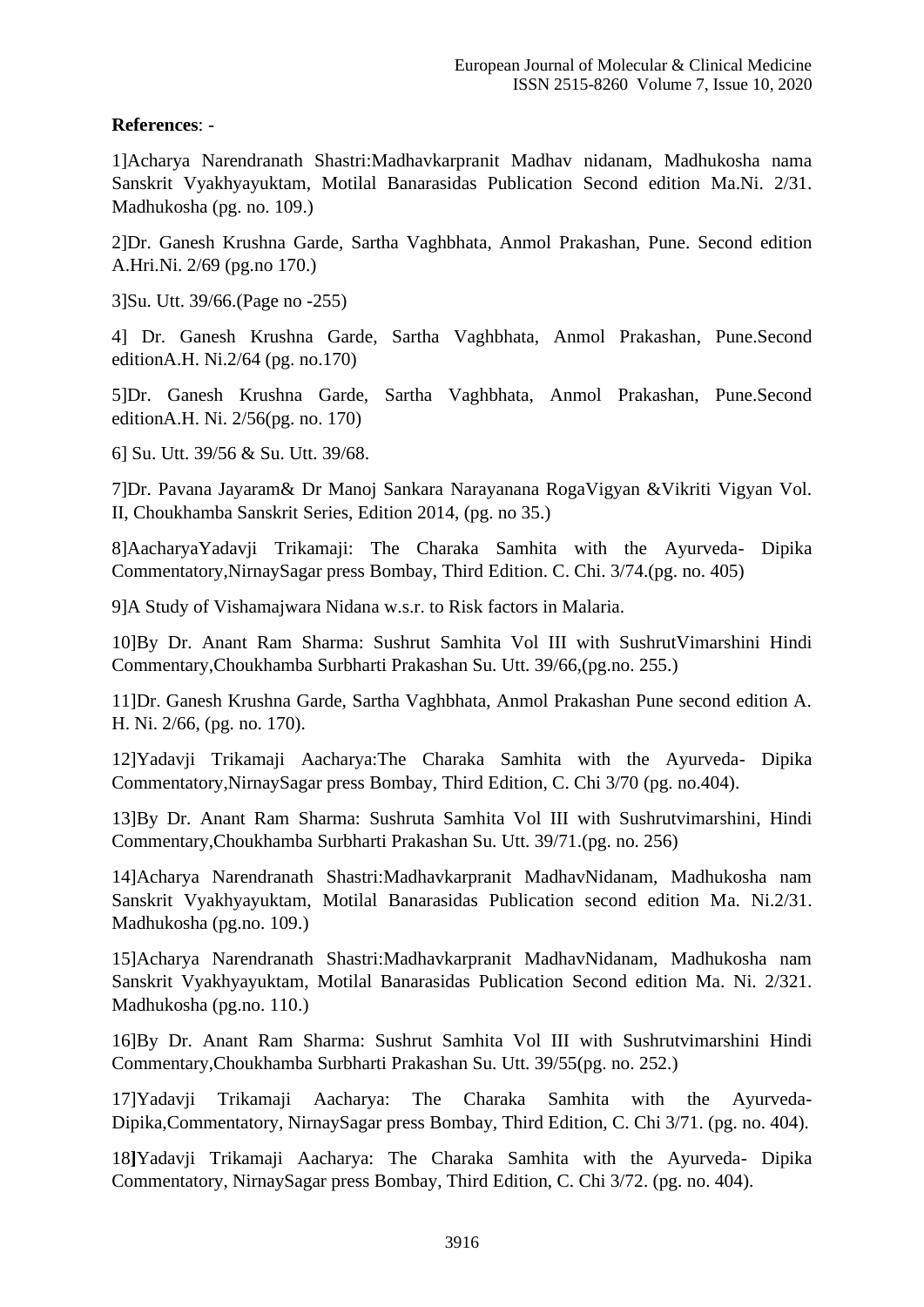**References**: -

1]Acharya Narendranath Shastri:Madhavkarpranit Madhav nidanam, Madhukosha nama Sanskrit Vyakhyayuktam, Motilal Banarasidas Publication Second edition Ma.Ni. 2/31. Madhukosha (pg. no. 109.)

2]Dr. Ganesh Krushna Garde, Sartha Vaghbhata, Anmol Prakashan, Pune. Second edition A.Hri.Ni. 2/69 (pg.no 170.)

3]Su. Utt. 39/66.(Page no -255)

4] Dr. Ganesh Krushna Garde, Sartha Vaghbhata, Anmol Prakashan, Pune.Second editionA.H. Ni.2/64 (pg. no.170)

5]Dr. Ganesh Krushna Garde, Sartha Vaghbhata, Anmol Prakashan, Pune.Second editionA.H. Ni. 2/56(pg. no. 170)

6] Su. Utt. 39/56 & Su. Utt. 39/68.

7]Dr. Pavana Jayaram& Dr Manoj Sankara Narayanana RogaVigyan &Vikriti Vigyan Vol. II, Choukhamba Sanskrit Series, Edition 2014, (pg. no 35.)

8]AacharyaYadavji Trikamaji: The Charaka Samhita with the Ayurveda- Dipika Commentatory,NirnaySagar press Bombay, Third Edition. C. Chi. 3/74.(pg. no. 405)

9]A Study of Vishamajwara Nidana w.s.r. to Risk factors in Malaria.

10]By Dr. Anant Ram Sharma: Sushrut Samhita Vol III with SushrutVimarshini Hindi Commentary,Choukhamba Surbharti Prakashan Su. Utt. 39/66,(pg.no. 255.)

11]Dr. Ganesh Krushna Garde, Sartha Vaghbhata, Anmol Prakashan Pune second edition A. H. Ni. 2/66, (pg. no. 170).

12]Yadavji Trikamaji Aacharya:The Charaka Samhita with the Ayurveda- Dipika Commentatory,NirnaySagar press Bombay, Third Edition, C. Chi 3/70 (pg. no.404).

13]By Dr. Anant Ram Sharma: Sushruta Samhita Vol III with Sushrutvimarshini, Hindi Commentary,Choukhamba Surbharti Prakashan Su. Utt. 39/71.(pg. no. 256)

14]Acharya Narendranath Shastri:Madhavkarpranit MadhavNidanam, Madhukosha nam Sanskrit Vyakhyayuktam, Motilal Banarasidas Publication second edition Ma. Ni.2/31. Madhukosha (pg.no. 109.)

15]Acharya Narendranath Shastri:Madhavkarpranit MadhavNidanam, Madhukosha nam Sanskrit Vyakhyayuktam, Motilal Banarasidas Publication Second edition Ma. Ni. 2/321. Madhukosha (pg.no. 110.)

16]By Dr. Anant Ram Sharma: Sushrut Samhita Vol III with Sushrutvimarshini Hindi Commentary,Choukhamba Surbharti Prakashan Su. Utt. 39/55(pg. no. 252.)

17]Yadavji Trikamaji Aacharya: The Charaka Samhita with the Ayurveda- Dipika,Commentatory, NirnaySagar press Bombay, Third Edition, C. Chi 3/71. (pg. no. 404).

18]Yadavji Trikamaji Aacharya: The Charaka Samhita with the Ayurveda- Dipika Commentatory, NirnaySagar press Bombay, Third Edition, C. Chi 3/72. (pg. no. 404).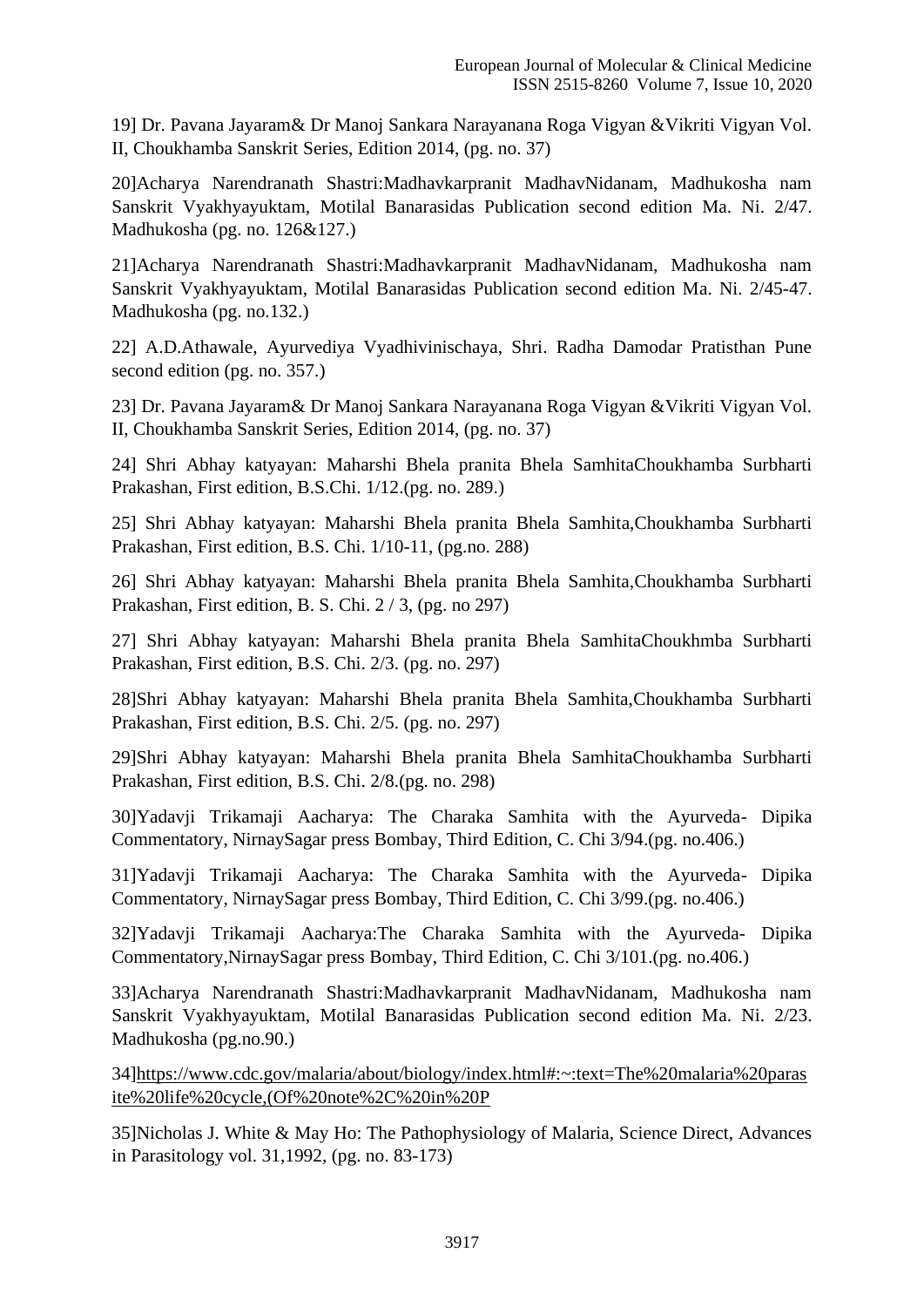19] Dr. Pavana Jayaram& Dr Manoj Sankara Narayanana Roga Vigyan &Vikriti Vigyan Vol. II, Choukhamba Sanskrit Series, Edition 2014, (pg. no. 37)

20]Acharya Narendranath Shastri:Madhavkarpranit MadhavNidanam, Madhukosha nam Sanskrit Vyakhyayuktam, Motilal Banarasidas Publication second edition Ma. Ni. 2/47. Madhukosha (pg. no. 126&127.)

21]Acharya Narendranath Shastri:Madhavkarpranit MadhavNidanam, Madhukosha nam Sanskrit Vyakhyayuktam, Motilal Banarasidas Publication second edition Ma. Ni. 2/45-47. Madhukosha (pg. no.132.)

22] A.D.Athawale, Ayurvediya Vyadhivinischaya, Shri. Radha Damodar Pratisthan Pune second edition (pg. no. 357.)

23] Dr. Pavana Jayaram& Dr Manoj Sankara Narayanana Roga Vigyan &Vikriti Vigyan Vol. II, Choukhamba Sanskrit Series, Edition 2014, (pg. no. 37)

24] Shri Abhay katyayan: Maharshi Bhela pranita Bhela SamhitaChoukhamba Surbharti Prakashan, First edition, B.S.Chi. 1/12.(pg. no. 289.)

25] Shri Abhay katyayan: Maharshi Bhela pranita Bhela Samhita,Choukhamba Surbharti Prakashan, First edition, B.S. Chi. 1/10-11, (pg.no. 288)

26] Shri Abhay katyayan: Maharshi Bhela pranita Bhela Samhita,Choukhamba Surbharti Prakashan, First edition, B. S. Chi. 2 / 3, (pg. no 297)

27] Shri Abhay katyayan: Maharshi Bhela pranita Bhela SamhitaChoukhmba Surbharti Prakashan, First edition, B.S. Chi. 2/3. (pg. no. 297)

28]Shri Abhay katyayan: Maharshi Bhela pranita Bhela Samhita,Choukhamba Surbharti Prakashan, First edition, B.S. Chi. 2/5. (pg. no. 297)

29]Shri Abhay katyayan: Maharshi Bhela pranita Bhela SamhitaChoukhamba Surbharti Prakashan, First edition, B.S. Chi. 2/8.(pg. no. 298)

30]Yadavji Trikamaji Aacharya: The Charaka Samhita with the Ayurveda- Dipika Commentatory, NirnaySagar press Bombay, Third Edition, C. Chi 3/94.(pg. no.406.)

31]Yadavji Trikamaji Aacharya: The Charaka Samhita with the Ayurveda- Dipika Commentatory, NirnaySagar press Bombay, Third Edition, C. Chi 3/99.(pg. no.406.)

32]Yadavji Trikamaji Aacharya:The Charaka Samhita with the Ayurveda- Dipika Commentatory,NirnaySagar press Bombay, Third Edition, C. Chi 3/101.(pg. no.406.)

33]Acharya Narendranath Shastri:Madhavkarpranit MadhavNidanam, Madhukosha nam Sanskrit Vyakhyayuktam, Motilal Banarasidas Publication second edition Ma. Ni. 2/23. Madhukosha (pg.no.90.)

34]https://www.cdc.gov/malaria/about/biology/index.html#:~:text=The%20malaria%20parasite%20life%20cycle,(Of%20note%2C%20in%20P

35]Nicholas J. White & May Ho: The Pathophysiology of Malaria, Science Direct, Advances in Parasitology vol. 31,1992, (pg. no. 83-173)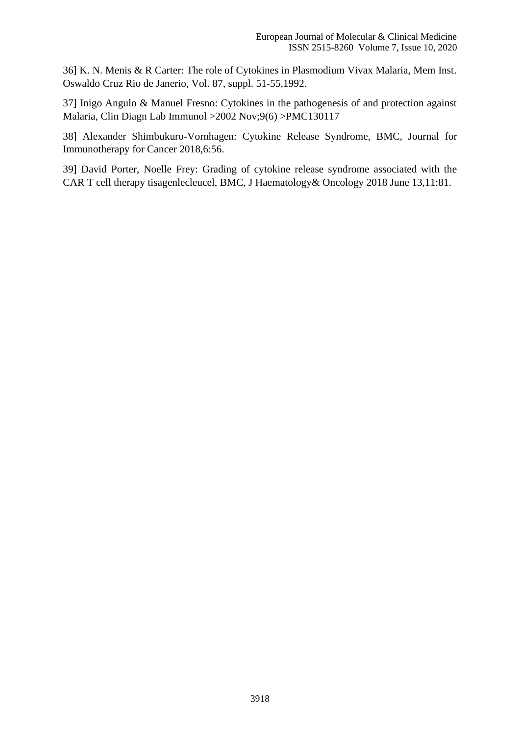36] K. N. Menis & R Carter: The role of Cytokines in Plasmodium Vivax Malaria, Mem Inst. Oswaldo Cruz Rio de Janerio, Vol. 87, suppl. 51-55,1992.

37] Inigo Angulo & Manuel Fresno: Cytokines in the pathogenesis of and protection against Malaria, Clin Diagn Lab Immunol >2002 Nov;9(6) >PMC130117

38] Alexander Shimbukuro-Vornhagen: Cytokine Release Syndrome, BMC, Journal for Immunotherapy for Cancer 2018,6:56.

39] David Porter, Noelle Frey: Grading of cytokine release syndrome associated with the CAR T cell therapy tisagenlecleucel, BMC, J Haematology& Oncology 2018 June 13,11:81.